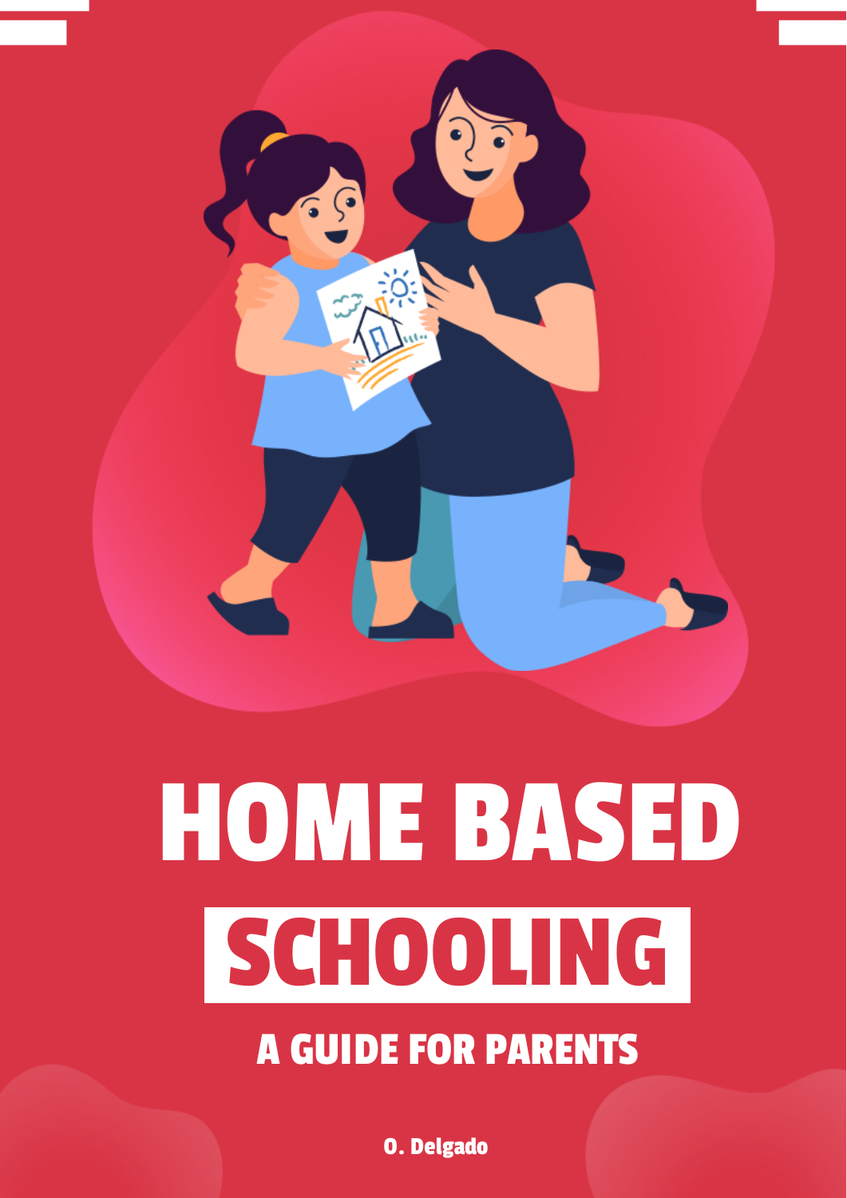# HOME BASED SCHOOLING

## A GUIDE FOR PARENTS

**O. Delgado**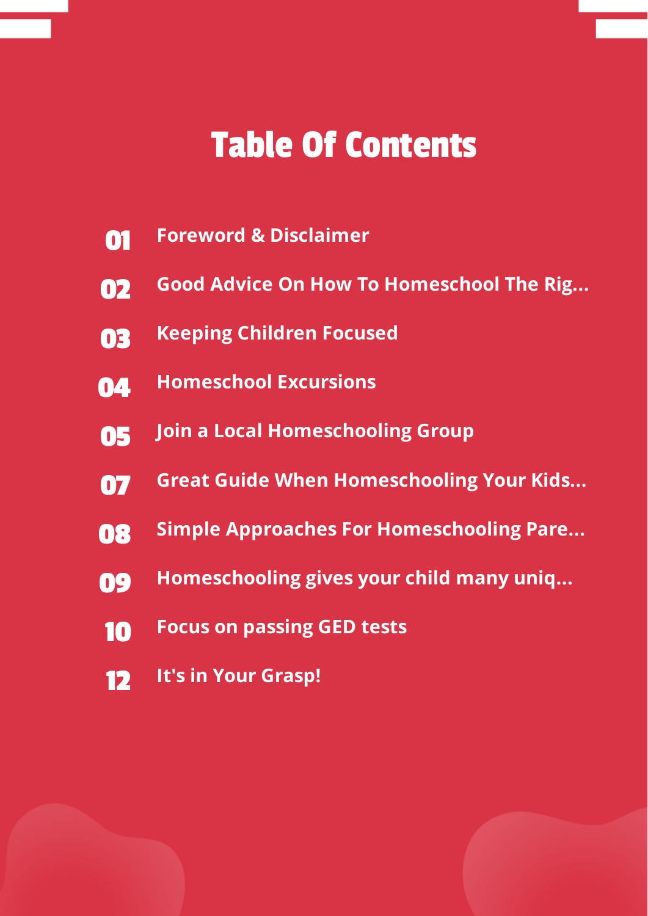# Table Of Contents

| | |
|---|---|
| 01 | Foreword & Disclaimer |
| 02 | Good Advice On How To Homeschool The Rig... |
| 03 | Keeping Children Focused |
| 04 | Homeschool Excursions |
| 05 | Join a Local Homeschooling Group |
| 07 | Great Guide When Homeschooling Your Kids... |
| 08 | Simple Approaches For Homeschooling Pare... |
| 09 | Homeschooling gives your child many uniq... |
| 10 | Focus on passing GED tests |
| 12 | It's in Your Grasp! |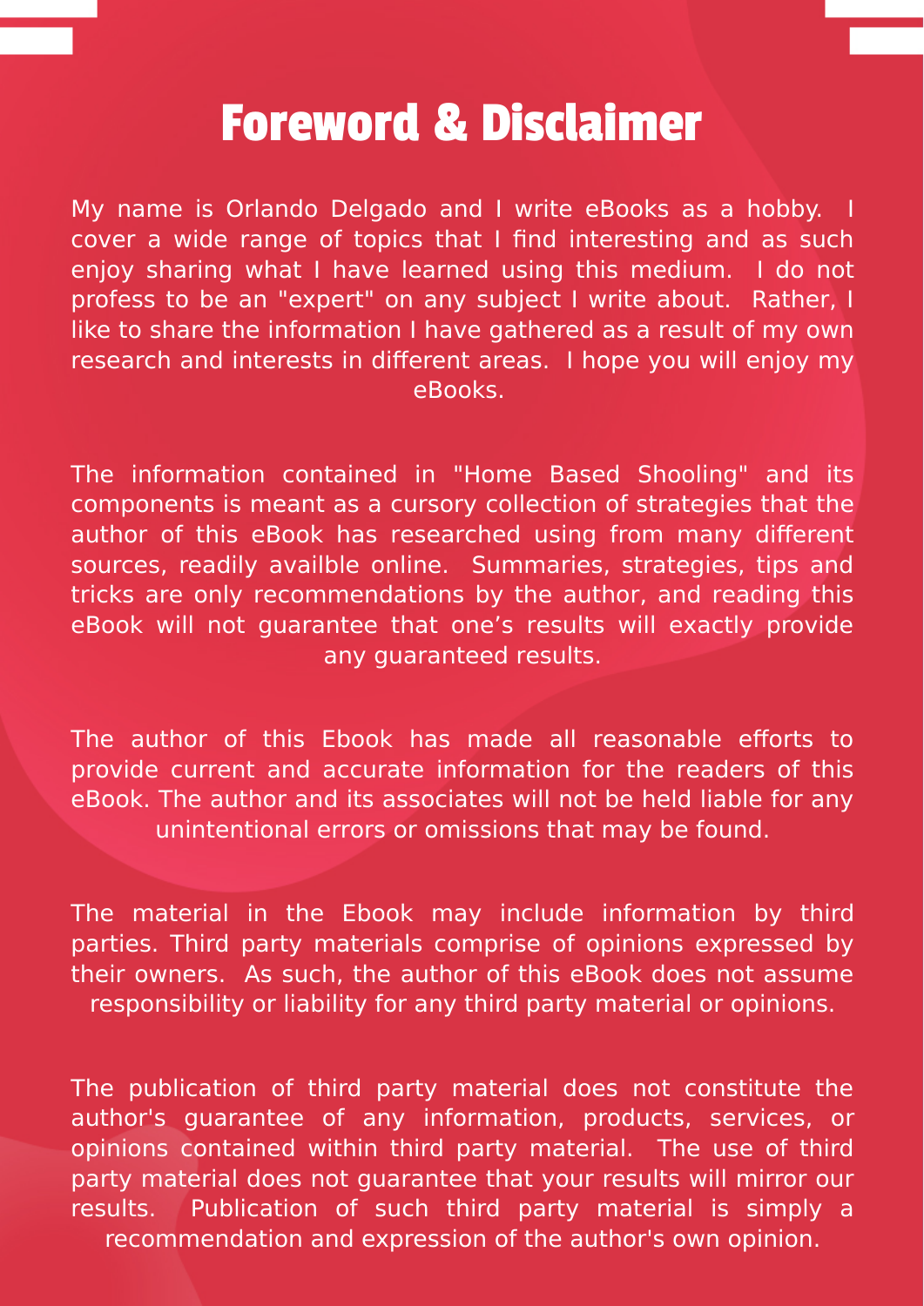# Foreword & Disclaimer

My name is Orlando Delgado and I write eBooks as a hobby. I cover a wide range of topics that I find interesting and as such enjoy sharing what I have learned using this medium. I do not profess to be an "expert" on any subject I write about. Rather, I like to share the information I have gathered as a result of my own research and interests in different areas. I hope you will enjoy my eBooks.

The information contained in "Home Based Shooling" and its components is meant as a cursory collection of strategies that the author of this eBook has researched using from many different sources, readily availble online. Summaries, strategies, tips and tricks are only recommendations by the author, and reading this eBook will not guarantee that one's results will exactly provide any guaranteed results.

The author of this Ebook has made all reasonable efforts to provide current and accurate information for the readers of this eBook. The author and its associates will not be held liable for any unintentional errors or omissions that may be found.

The material in the Ebook may include information by third parties. Third party materials comprise of opinions expressed by their owners. As such, the author of this eBook does not assume responsibility or liability for any third party material or opinions.

The publication of third party material does not constitute the author's guarantee of any information, products, services, or opinions contained within third party material. The use of third party material does not guarantee that your results will mirror our results. Publication of such third party material is simply a recommendation and expression of the author's own opinion.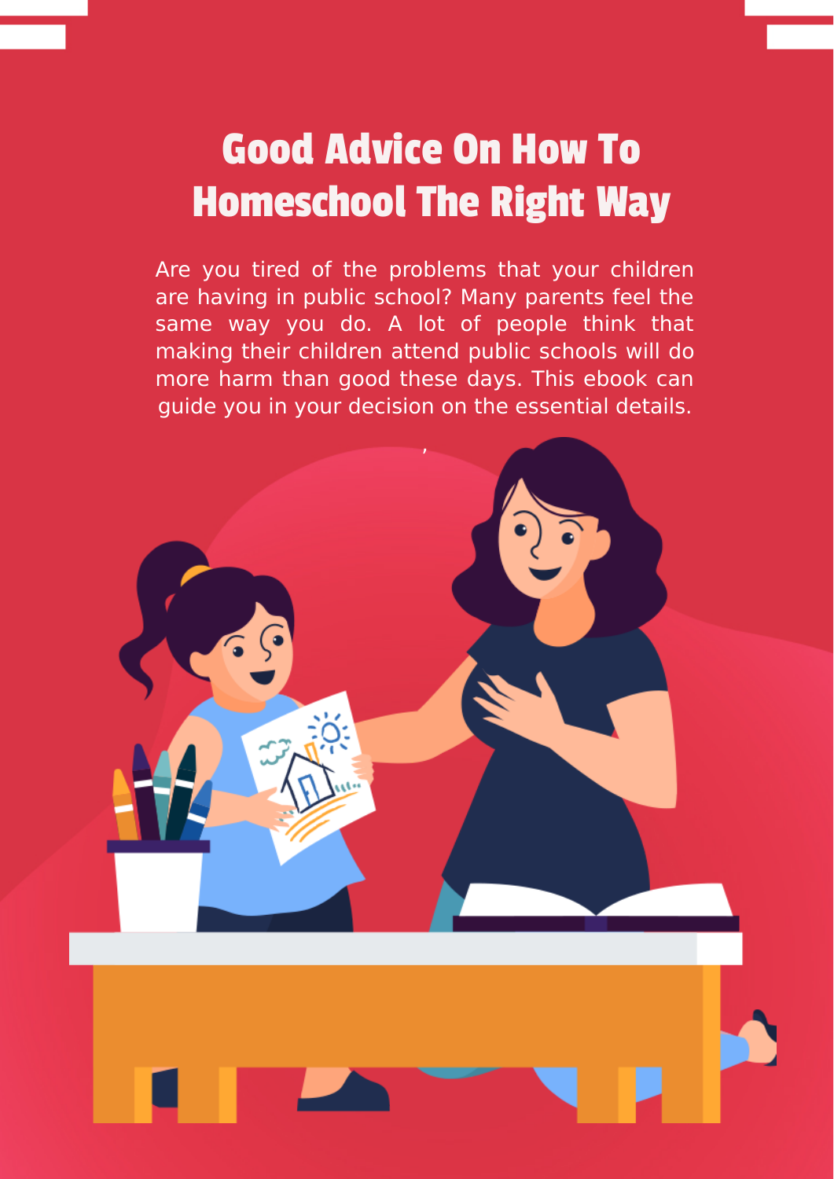# Good Advice On How To Homeschool The Right Way

Are you tired of the problems that your children are having in public school? Many parents feel the same way you do. A lot of people think that making their children attend public schools will do more harm than good these days. This ebook can guide you in your decision on the essential details.